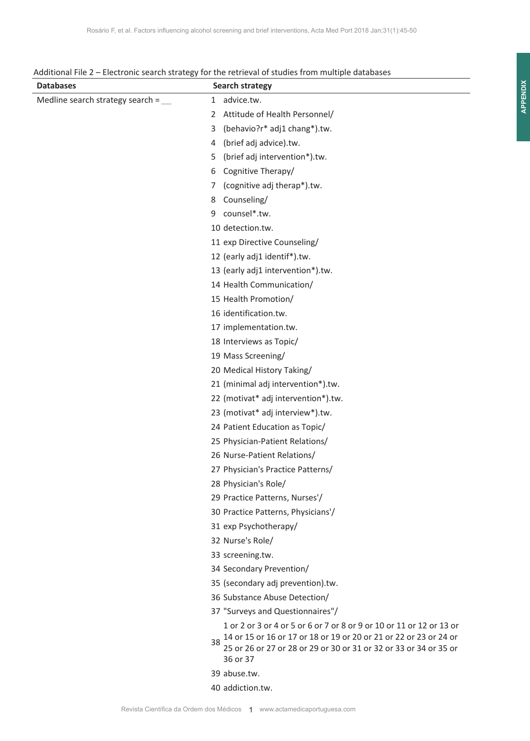Additional File 2 – Electronic search strategy for the retrieval of studies from multiple databases

| Databases | | Search strategy |
|---|---|---|
| Medline search strategy search = __ | 1 | advice.tw. |
| | 2 | Attitude of Health Personnel/ |
| | 3 | (behavio?r* adj1 chang*).tw. |
| | 4 | (brief adj advice).tw. |
| | 5 | (brief adj intervention*).tw. |
| | 6 | Cognitive Therapy/ |
| | 7 | (cognitive adj therap*).tw. |
| | 8 | Counseling/ |
| | 9 | counsel*.tw. |
| | 10 | detection.tw. |
| | 11 | exp Directive Counseling/ |
| | 12 | (early adj1 identif*).tw. |
| | 13 | (early adj1 intervention*).tw. |
| | 14 | Health Communication/ |
| | 15 | Health Promotion/ |
| | 16 | identification.tw. |
| | 17 | implementation.tw. |
| | 18 | Interviews as Topic/ |
| | 19 | Mass Screening/ |
| | 20 | Medical History Taking/ |
| | 21 | (minimal adj intervention*).tw. |
| | 22 | (motivat* adj intervention*).tw. |
| | 23 | (motivat* adj interview*).tw. |
| | 24 | Patient Education as Topic/ |
| | 25 | Physician-Patient Relations/ |
| | 26 | Nurse-Patient Relations/ |
| | 27 | Physician's Practice Patterns/ |
| | 28 | Physician's Role/ |
| | 29 | Practice Patterns, Nurses'/ |
| | 30 | Practice Patterns, Physicians'/ |
| | 31 | exp Psychotherapy/ |
| | 32 | Nurse's Role/ |
| | 33 | screening.tw. |
| | 34 | Secondary Prevention/ |
| | 35 | (secondary adj prevention).tw. |
| | 36 | Substance Abuse Detection/ |
| | 37 | "Surveys and Questionnaires"/ |
| | 38 | 1 or 2 or 3 or 4 or 5 or 6 or 7 or 8 or 9 or 10 or 11 or 12 or 13 or 14 or 15 or 16 or 17 or 18 or 19 or 20 or 21 or 22 or 23 or 24 or 25 or 26 or 27 or 28 or 29 or 30 or 31 or 32 or 33 or 34 or 35 or 36 or 37 |
| | 39 | abuse.tw. |
| | 40 | addiction.tw. |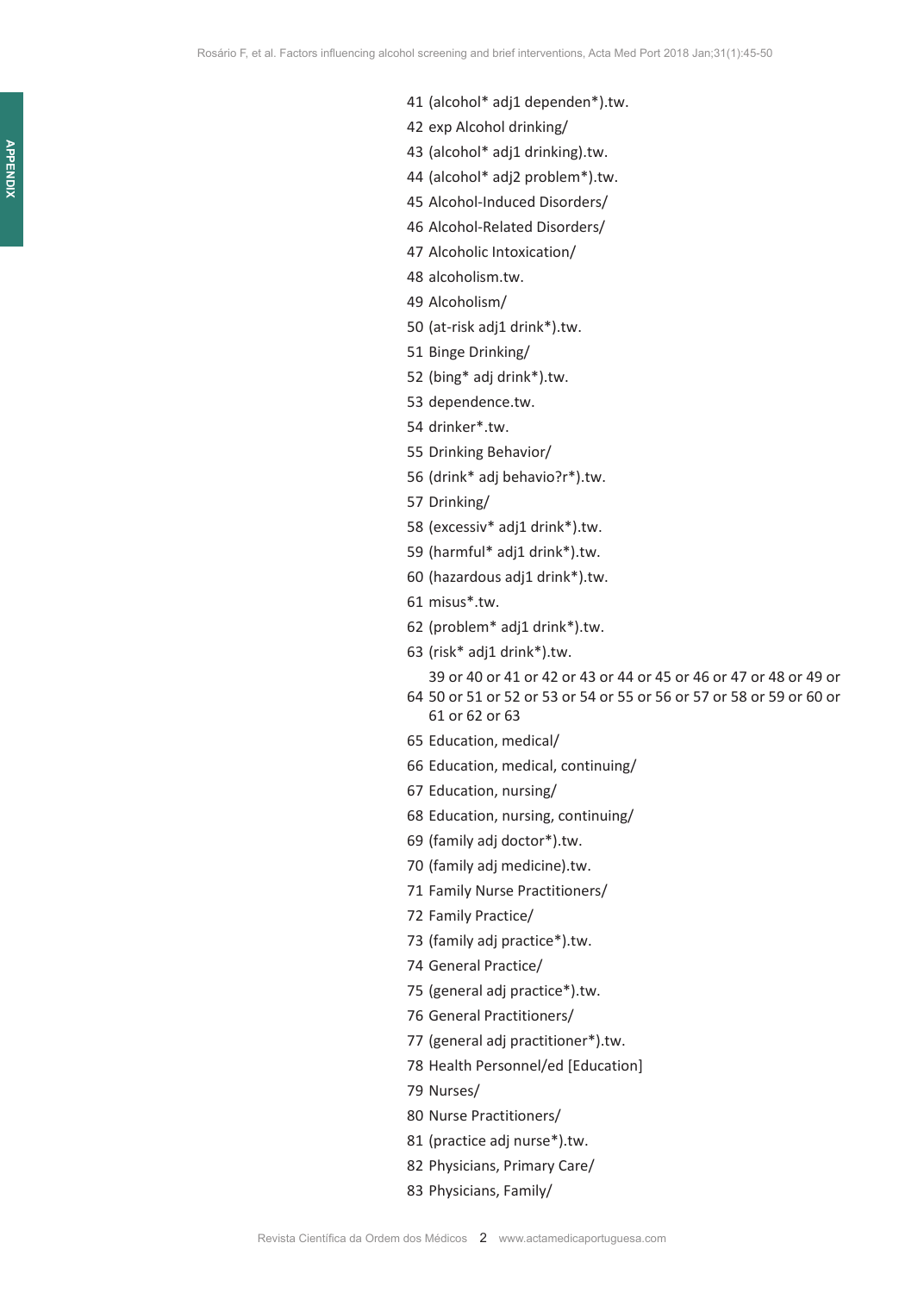41 (alcohol* adj1 dependen*).tw.

42 exp Alcohol drinking/

43 (alcohol* adj1 drinking).tw.

44 (alcohol* adj2 problem*).tw.

45 Alcohol-Induced Disorders/

46 Alcohol-Related Disorders/

47 Alcoholic Intoxication/

48 alcoholism.tw.

49 Alcoholism/

50 (at-risk adj1 drink*).tw.

51 Binge Drinking/

52 (bing* adj drink*).tw.

53 dependence.tw.

54 drinker*.tw.

55 Drinking Behavior/

56 (drink* adj behavio?r*).tw.

57 Drinking/

58 (excessiv* adj1 drink*).tw.

59 (harmful* adj1 drink*).tw.

60 (hazardous adj1 drink*).tw.

61 misus*.tw.

62 (problem* adj1 drink*).tw.

63 (risk* adj1 drink*).tw.

64 39 or 40 or 41 or 42 or 43 or 44 or 45 or 46 or 47 or 48 or 49 or 50 or 51 or 52 or 53 or 54 or 55 or 56 or 57 or 58 or 59 or 60 or 61 or 62 or 63

65 Education, medical/

66 Education, medical, continuing/

67 Education, nursing/

68 Education, nursing, continuing/

69 (family adj doctor*).tw.

70 (family adj medicine).tw.

71 Family Nurse Practitioners/

72 Family Practice/

73 (family adj practice*).tw.

74 General Practice/

75 (general adj practice*).tw.

76 General Practitioners/

77 (general adj practitioner*).tw.

78 Health Personnel/ed [Education]

79 Nurses/

80 Nurse Practitioners/

81 (practice adj nurse*).tw.

82 Physicians, Primary Care/

83 Physicians, Family/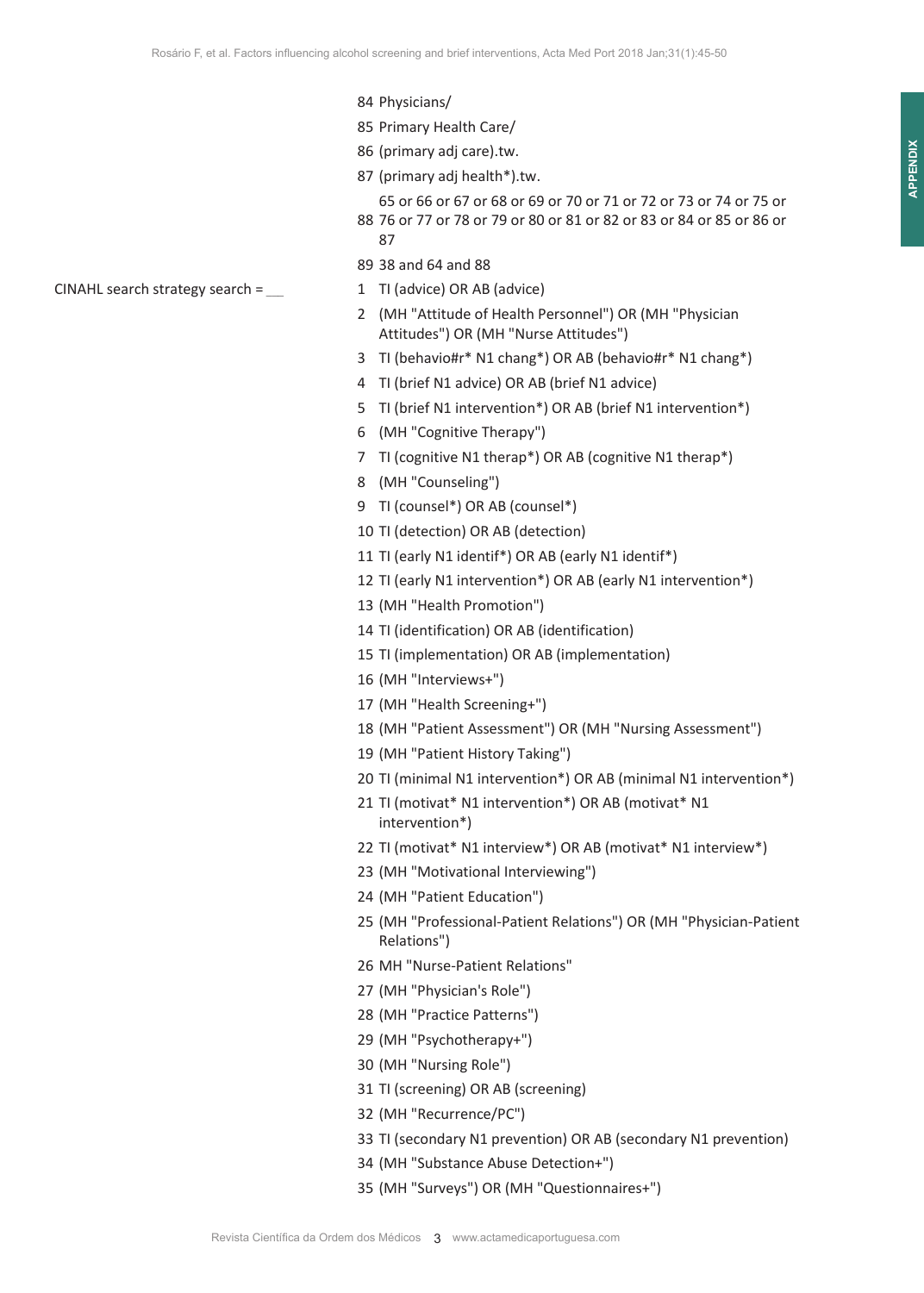84 Physicians/

85 Primary Health Care/

86 (primary adj care).tw.

87 (primary adj health*).tw.

88 65 or 66 or 67 or 68 or 69 or 70 or 71 or 72 or 73 or 74 or 75 or 76 or 77 or 78 or 79 or 80 or 81 or 82 or 83 or 84 or 85 or 86 or 87

89 38 and 64 and 88

CINAHL search strategy search = __

1 TI (advice) OR AB (advice)

2 (MH "Attitude of Health Personnel") OR (MH "Physician Attitudes") OR (MH "Nurse Attitudes")

3 TI (behavio#r* N1 chang*) OR AB (behavio#r* N1 chang*)

4 TI (brief N1 advice) OR AB (brief N1 advice)

5 TI (brief N1 intervention*) OR AB (brief N1 intervention*)

6 (MH "Cognitive Therapy")

7 TI (cognitive N1 therap*) OR AB (cognitive N1 therap*)

8 (MH "Counseling")

9 TI (counsel*) OR AB (counsel*)

10 TI (detection) OR AB (detection)

11 TI (early N1 identif*) OR AB (early N1 identif*)

12 TI (early N1 intervention*) OR AB (early N1 intervention*)

13 (MH "Health Promotion")

14 TI (identification) OR AB (identification)

15 TI (implementation) OR AB (implementation)

16 (MH "Interviews+")

17 (MH "Health Screening+")

18 (MH "Patient Assessment") OR (MH "Nursing Assessment")

19 (MH "Patient History Taking")

20 TI (minimal N1 intervention*) OR AB (minimal N1 intervention*)

21 TI (motivat* N1 intervention*) OR AB (motivat* N1 intervention*)

22 TI (motivat* N1 interview*) OR AB (motivat* N1 interview*)

23 (MH "Motivational Interviewing")

24 (MH "Patient Education")

25 (MH "Professional-Patient Relations") OR (MH "Physician-Patient Relations")

26 MH "Nurse-Patient Relations"

27 (MH "Physician's Role")

28 (MH "Practice Patterns")

29 (MH "Psychotherapy+")

30 (MH "Nursing Role")

31 TI (screening) OR AB (screening)

32 (MH "Recurrence/PC")

33 TI (secondary N1 prevention) OR AB (secondary N1 prevention)

34 (MH "Substance Abuse Detection+")

35 (MH "Surveys") OR (MH "Questionnaires+")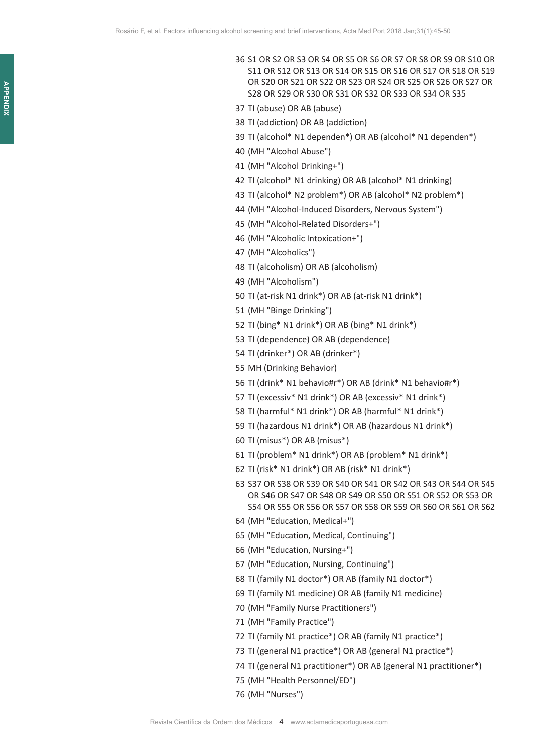36 S1 OR S2 OR S3 OR S4 OR S5 OR S6 OR S7 OR S8 OR S9 OR S10 OR S11 OR S12 OR S13 OR S14 OR S15 OR S16 OR S17 OR S18 OR S19 OR S20 OR S21 OR S22 OR S23 OR S24 OR S25 OR S26 OR S27 OR S28 OR S29 OR S30 OR S31 OR S32 OR S33 OR S34 OR S35

37 TI (abuse) OR AB (abuse)

38 TI (addiction) OR AB (addiction)

39 TI (alcohol* N1 dependen*) OR AB (alcohol* N1 dependen*)

40 (MH "Alcohol Abuse")

41 (MH "Alcohol Drinking+")

42 TI (alcohol* N1 drinking) OR AB (alcohol* N1 drinking)

43 TI (alcohol* N2 problem*) OR AB (alcohol* N2 problem*)

44 (MH "Alcohol-Induced Disorders, Nervous System")

45 (MH "Alcohol-Related Disorders+")

46 (MH "Alcoholic Intoxication+")

47 (MH "Alcoholics")

48 TI (alcoholism) OR AB (alcoholism)

49 (MH "Alcoholism")

50 TI (at-risk N1 drink*) OR AB (at-risk N1 drink*)

51 (MH "Binge Drinking")

52 TI (bing* N1 drink*) OR AB (bing* N1 drink*)

53 TI (dependence) OR AB (dependence)

54 TI (drinker*) OR AB (drinker*)

55 MH (Drinking Behavior)

56 TI (drink* N1 behavio#r*) OR AB (drink* N1 behavio#r*)

57 TI (excessiv* N1 drink*) OR AB (excessiv* N1 drink*)

58 TI (harmful* N1 drink*) OR AB (harmful* N1 drink*)

59 TI (hazardous N1 drink*) OR AB (hazardous N1 drink*)

60 TI (misus*) OR AB (misus*)

61 TI (problem* N1 drink*) OR AB (problem* N1 drink*)

62 TI (risk* N1 drink*) OR AB (risk* N1 drink*)

63 S37 OR S38 OR S39 OR S40 OR S41 OR S42 OR S43 OR S44 OR S45 OR S46 OR S47 OR S48 OR S49 OR S50 OR S51 OR S52 OR S53 OR S54 OR S55 OR S56 OR S57 OR S58 OR S59 OR S60 OR S61 OR S62

64 (MH "Education, Medical+")

65 (MH "Education, Medical, Continuing")

66 (MH "Education, Nursing+")

67 (MH "Education, Nursing, Continuing")

68 TI (family N1 doctor*) OR AB (family N1 doctor*)

69 TI (family N1 medicine) OR AB (family N1 medicine)

70 (MH "Family Nurse Practitioners")

71 (MH "Family Practice")

72 TI (family N1 practice*) OR AB (family N1 practice*)

73 TI (general N1 practice*) OR AB (general N1 practice*)

74 TI (general N1 practitioner*) OR AB (general N1 practitioner*)

75 (MH "Health Personnel/ED")

76 (MH "Nurses")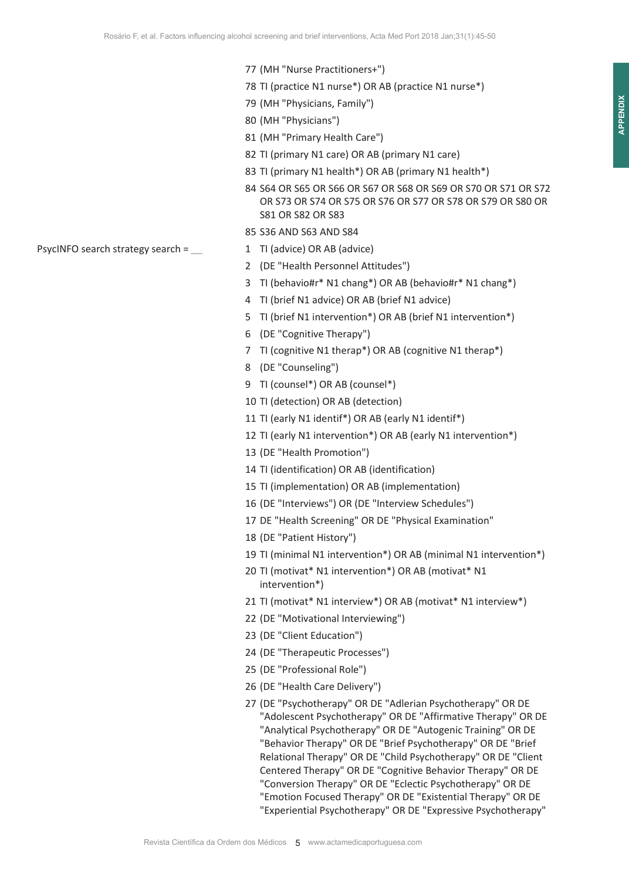77 (MH "Nurse Practitioners+")

78 TI (practice N1 nurse*) OR AB (practice N1 nurse*)

79 (MH "Physicians, Family")

80 (MH "Physicians")

81 (MH "Primary Health Care")

82 TI (primary N1 care) OR AB (primary N1 care)

83 TI (primary N1 health*) OR AB (primary N1 health*)

84 S64 OR S65 OR S66 OR S67 OR S68 OR S69 OR S70 OR S71 OR S72 OR S73 OR S74 OR S75 OR S76 OR S77 OR S78 OR S79 OR S80 OR S81 OR S82 OR S83

85 S36 AND S63 AND S84

PsycINFO search strategy search = __

1 TI (advice) OR AB (advice)

2 (DE "Health Personnel Attitudes")

3 TI (behavio#r* N1 chang*) OR AB (behavio#r* N1 chang*)

4 TI (brief N1 advice) OR AB (brief N1 advice)

5 TI (brief N1 intervention*) OR AB (brief N1 intervention*)

6 (DE "Cognitive Therapy")

7 TI (cognitive N1 therap*) OR AB (cognitive N1 therap*)

8 (DE "Counseling")

9 TI (counsel*) OR AB (counsel*)

10 TI (detection) OR AB (detection)

11 TI (early N1 identif*) OR AB (early N1 identif*)

12 TI (early N1 intervention*) OR AB (early N1 intervention*)

13 (DE "Health Promotion")

14 TI (identification) OR AB (identification)

15 TI (implementation) OR AB (implementation)

16 (DE "Interviews") OR (DE "Interview Schedules")

17 DE "Health Screening" OR DE "Physical Examination"

18 (DE "Patient History")

19 TI (minimal N1 intervention*) OR AB (minimal N1 intervention*)

20 TI (motivat* N1 intervention*) OR AB (motivat* N1 intervention*)

21 TI (motivat* N1 interview*) OR AB (motivat* N1 interview*)

22 (DE "Motivational Interviewing")

23 (DE "Client Education")

24 (DE "Therapeutic Processes")

25 (DE "Professional Role")

26 (DE "Health Care Delivery")

27 (DE "Psychotherapy" OR DE "Adlerian Psychotherapy" OR DE "Adolescent Psychotherapy" OR DE "Affirmative Therapy" OR DE "Analytical Psychotherapy" OR DE "Autogenic Training" OR DE "Behavior Therapy" OR DE "Brief Psychotherapy" OR DE "Brief Relational Therapy" OR DE "Child Psychotherapy" OR DE "Client Centered Therapy" OR DE "Cognitive Behavior Therapy" OR DE "Conversion Therapy" OR DE "Eclectic Psychotherapy" OR DE "Emotion Focused Therapy" OR DE "Existential Therapy" OR DE "Experiential Psychotherapy" OR DE "Expressive Psychotherapy"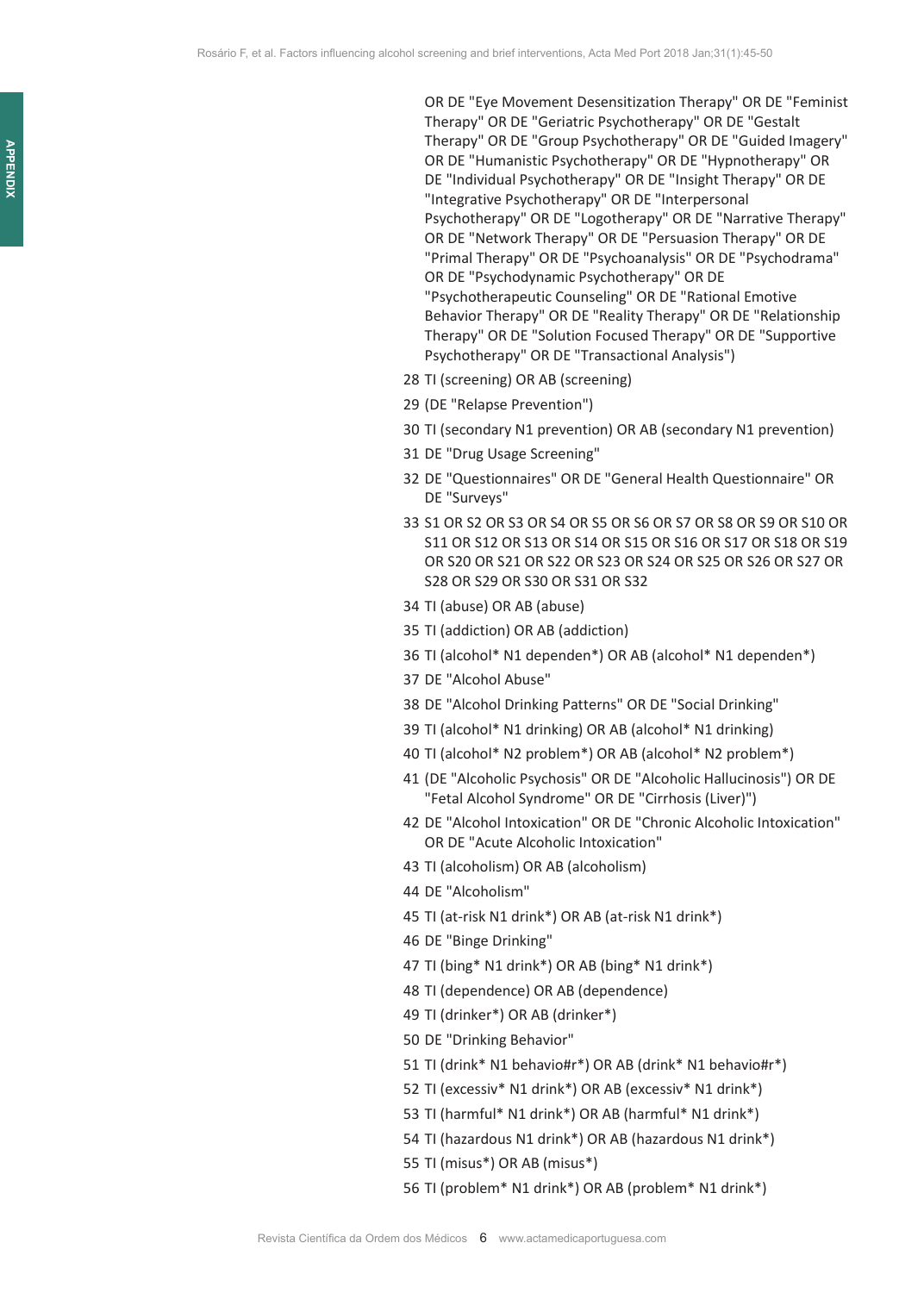OR DE "Eye Movement Desensitization Therapy" OR DE "Feminist Therapy" OR DE "Geriatric Psychotherapy" OR DE "Gestalt Therapy" OR DE "Group Psychotherapy" OR DE "Guided Imagery" OR DE "Humanistic Psychotherapy" OR DE "Hypnotherapy" OR DE "Individual Psychotherapy" OR DE "Insight Therapy" OR DE "Integrative Psychotherapy" OR DE "Interpersonal Psychotherapy" OR DE "Logotherapy" OR DE "Narrative Therapy" OR DE "Network Therapy" OR DE "Persuasion Therapy" OR DE "Primal Therapy" OR DE "Psychoanalysis" OR DE "Psychodrama" OR DE "Psychodynamic Psychotherapy" OR DE "Psychotherapeutic Counseling" OR DE "Rational Emotive Behavior Therapy" OR DE "Reality Therapy" OR DE "Relationship Therapy" OR DE "Solution Focused Therapy" OR DE "Supportive Psychotherapy" OR DE "Transactional Analysis")

28 TI (screening) OR AB (screening)

29 (DE "Relapse Prevention")

30 TI (secondary N1 prevention) OR AB (secondary N1 prevention)

31 DE "Drug Usage Screening"

32 DE "Questionnaires" OR DE "General Health Questionnaire" OR DE "Surveys"

33 S1 OR S2 OR S3 OR S4 OR S5 OR S6 OR S7 OR S8 OR S9 OR S10 OR S11 OR S12 OR S13 OR S14 OR S15 OR S16 OR S17 OR S18 OR S19 OR S20 OR S21 OR S22 OR S23 OR S24 OR S25 OR S26 OR S27 OR S28 OR S29 OR S30 OR S31 OR S32

34 TI (abuse) OR AB (abuse)

35 TI (addiction) OR AB (addiction)

36 TI (alcohol* N1 dependen*) OR AB (alcohol* N1 dependen*)

37 DE "Alcohol Abuse"

38 DE "Alcohol Drinking Patterns" OR DE "Social Drinking"

39 TI (alcohol* N1 drinking) OR AB (alcohol* N1 drinking)

40 TI (alcohol* N2 problem*) OR AB (alcohol* N2 problem*)

41 (DE "Alcoholic Psychosis" OR DE "Alcoholic Hallucinosis") OR DE "Fetal Alcohol Syndrome" OR DE "Cirrhosis (Liver)")

42 DE "Alcohol Intoxication" OR DE "Chronic Alcoholic Intoxication" OR DE "Acute Alcoholic Intoxication"

43 TI (alcoholism) OR AB (alcoholism)

44 DE "Alcoholism"

45 TI (at-risk N1 drink*) OR AB (at-risk N1 drink*)

46 DE "Binge Drinking"

47 TI (bing* N1 drink*) OR AB (bing* N1 drink*)

48 TI (dependence) OR AB (dependence)

49 TI (drinker*) OR AB (drinker*)

50 DE "Drinking Behavior"

51 TI (drink* N1 behavio#r*) OR AB (drink* N1 behavio#r*)

52 TI (excessiv* N1 drink*) OR AB (excessiv* N1 drink*)

53 TI (harmful* N1 drink*) OR AB (harmful* N1 drink*)

54 TI (hazardous N1 drink*) OR AB (hazardous N1 drink*)

55 TI (misus*) OR AB (misus*)

56 TI (problem* N1 drink*) OR AB (problem* N1 drink*)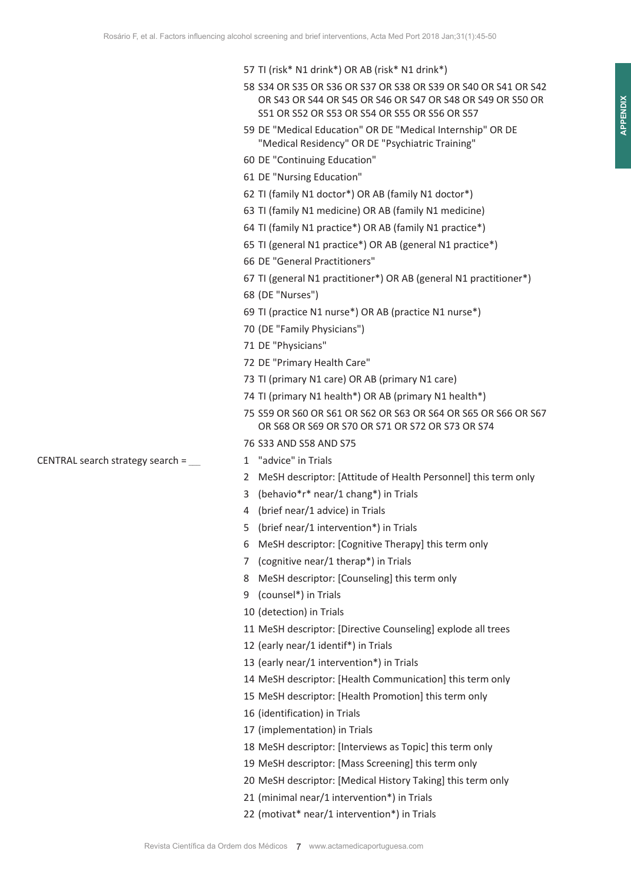57 TI (risk* N1 drink*) OR AB (risk* N1 drink*)

58 S34 OR S35 OR S36 OR S37 OR S38 OR S39 OR S40 OR S41 OR S42 OR S43 OR S44 OR S45 OR S46 OR S47 OR S48 OR S49 OR S50 OR S51 OR S52 OR S53 OR S54 OR S55 OR S56 OR S57

59 DE "Medical Education" OR DE "Medical Internship" OR DE "Medical Residency" OR DE "Psychiatric Training"

60 DE "Continuing Education"

61 DE "Nursing Education"

62 TI (family N1 doctor*) OR AB (family N1 doctor*)

63 TI (family N1 medicine) OR AB (family N1 medicine)

64 TI (family N1 practice*) OR AB (family N1 practice*)

65 TI (general N1 practice*) OR AB (general N1 practice*)

66 DE "General Practitioners"

67 TI (general N1 practitioner*) OR AB (general N1 practitioner*)

68 (DE "Nurses")

69 TI (practice N1 nurse*) OR AB (practice N1 nurse*)

70 (DE "Family Physicians")

71 DE "Physicians"

72 DE "Primary Health Care"

73 TI (primary N1 care) OR AB (primary N1 care)

74 TI (primary N1 health*) OR AB (primary N1 health*)

75 S59 OR S60 OR S61 OR S62 OR S63 OR S64 OR S65 OR S66 OR S67 OR S68 OR S69 OR S70 OR S71 OR S72 OR S73 OR S74

76 S33 AND S58 AND S75

CENTRAL search strategy search = __

1 "advice" in Trials

2 MeSH descriptor: [Attitude of Health Personnel] this term only

3 (behavio*r* near/1 chang*) in Trials

4 (brief near/1 advice) in Trials

5 (brief near/1 intervention*) in Trials

6 MeSH descriptor: [Cognitive Therapy] this term only

7 (cognitive near/1 therap*) in Trials

8 MeSH descriptor: [Counseling] this term only

9 (counsel*) in Trials

10 (detection) in Trials

11 MeSH descriptor: [Directive Counseling] explode all trees

12 (early near/1 identif*) in Trials

13 (early near/1 intervention*) in Trials

14 MeSH descriptor: [Health Communication] this term only

15 MeSH descriptor: [Health Promotion] this term only

16 (identification) in Trials

17 (implementation) in Trials

18 MeSH descriptor: [Interviews as Topic] this term only

19 MeSH descriptor: [Mass Screening] this term only

20 MeSH descriptor: [Medical History Taking] this term only

21 (minimal near/1 intervention*) in Trials

22 (motivat* near/1 intervention*) in Trials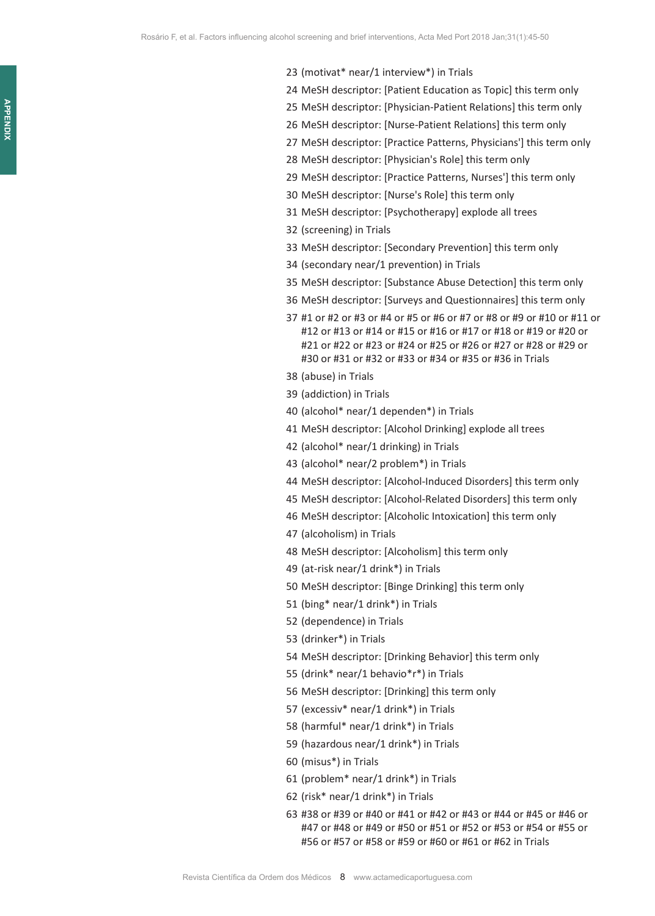23 (motivat* near/1 interview*) in Trials

24 MeSH descriptor: [Patient Education as Topic] this term only

25 MeSH descriptor: [Physician-Patient Relations] this term only

26 MeSH descriptor: [Nurse-Patient Relations] this term only

27 MeSH descriptor: [Practice Patterns, Physicians'] this term only

28 MeSH descriptor: [Physician's Role] this term only

29 MeSH descriptor: [Practice Patterns, Nurses'] this term only

30 MeSH descriptor: [Nurse's Role] this term only

31 MeSH descriptor: [Psychotherapy] explode all trees

32 (screening) in Trials

33 MeSH descriptor: [Secondary Prevention] this term only

34 (secondary near/1 prevention) in Trials

35 MeSH descriptor: [Substance Abuse Detection] this term only

36 MeSH descriptor: [Surveys and Questionnaires] this term only

37 #1 or #2 or #3 or #4 or #5 or #6 or #7 or #8 or #9 or #10 or #11 or #12 or #13 or #14 or #15 or #16 or #17 or #18 or #19 or #20 or #21 or #22 or #23 or #24 or #25 or #26 or #27 or #28 or #29 or #30 or #31 or #32 or #33 or #34 or #35 or #36 in Trials

38 (abuse) in Trials

39 (addiction) in Trials

40 (alcohol* near/1 dependen*) in Trials

41 MeSH descriptor: [Alcohol Drinking] explode all trees

42 (alcohol* near/1 drinking) in Trials

43 (alcohol* near/2 problem*) in Trials

44 MeSH descriptor: [Alcohol-Induced Disorders] this term only

45 MeSH descriptor: [Alcohol-Related Disorders] this term only

46 MeSH descriptor: [Alcoholic Intoxication] this term only

47 (alcoholism) in Trials

48 MeSH descriptor: [Alcoholism] this term only

49 (at-risk near/1 drink*) in Trials

50 MeSH descriptor: [Binge Drinking] this term only

51 (bing* near/1 drink*) in Trials

52 (dependence) in Trials

53 (drinker*) in Trials

54 MeSH descriptor: [Drinking Behavior] this term only

55 (drink* near/1 behavio*r*) in Trials

56 MeSH descriptor: [Drinking] this term only

57 (excessiv* near/1 drink*) in Trials

58 (harmful* near/1 drink*) in Trials

59 (hazardous near/1 drink*) in Trials

60 (misus*) in Trials

61 (problem* near/1 drink*) in Trials

62 (risk* near/1 drink*) in Trials

63 #38 or #39 or #40 or #41 or #42 or #43 or #44 or #45 or #46 or #47 or #48 or #49 or #50 or #51 or #52 or #53 or #54 or #55 or #56 or #57 or #58 or #59 or #60 or #61 or #62 in Trials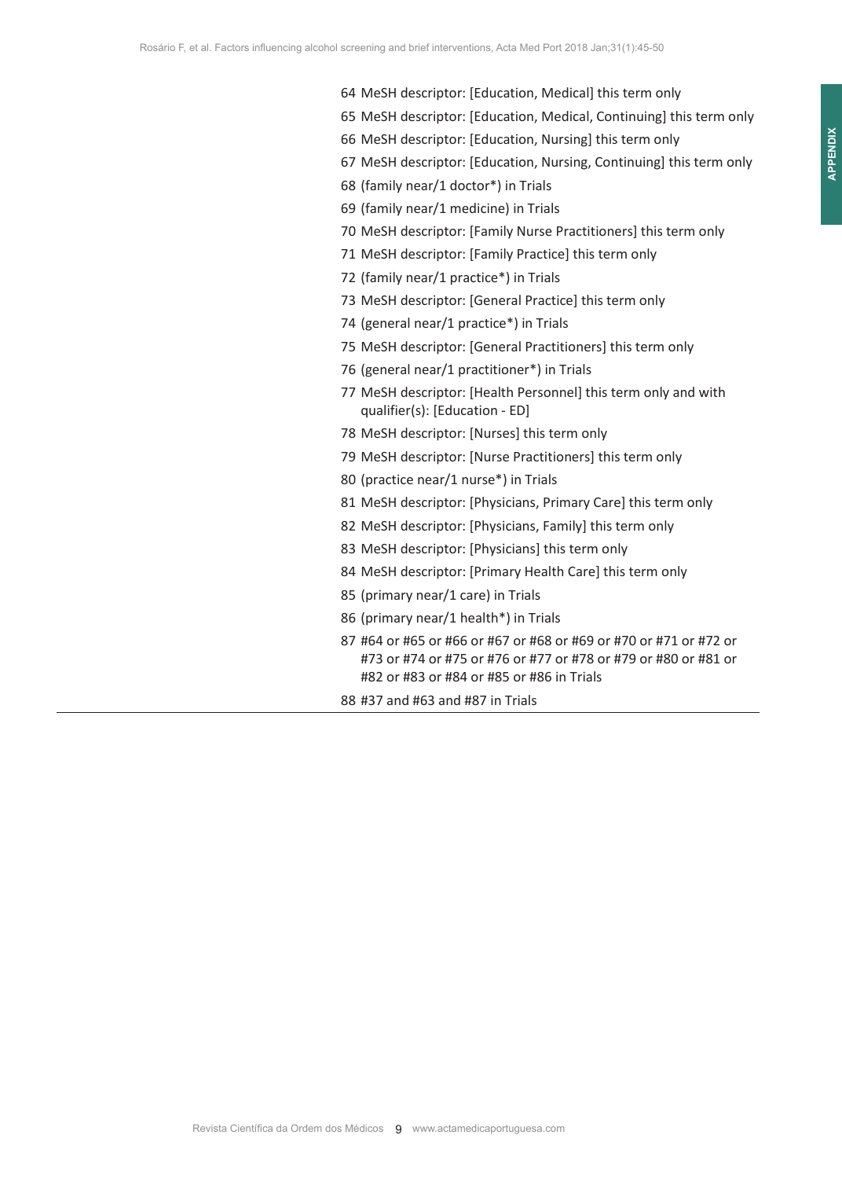64 MeSH descriptor: [Education, Medical] this term only

65 MeSH descriptor: [Education, Medical, Continuing] this term only

66 MeSH descriptor: [Education, Nursing] this term only

67 MeSH descriptor: [Education, Nursing, Continuing] this term only

68 (family near/1 doctor*) in Trials

69 (family near/1 medicine) in Trials

70 MeSH descriptor: [Family Nurse Practitioners] this term only

71 MeSH descriptor: [Family Practice] this term only

72 (family near/1 practice*) in Trials

73 MeSH descriptor: [General Practice] this term only

74 (general near/1 practice*) in Trials

75 MeSH descriptor: [General Practitioners] this term only

76 (general near/1 practitioner*) in Trials

77 MeSH descriptor: [Health Personnel] this term only and with qualifier(s): [Education - ED]

78 MeSH descriptor: [Nurses] this term only

79 MeSH descriptor: [Nurse Practitioners] this term only

80 (practice near/1 nurse*) in Trials

81 MeSH descriptor: [Physicians, Primary Care] this term only

82 MeSH descriptor: [Physicians, Family] this term only

83 MeSH descriptor: [Physicians] this term only

84 MeSH descriptor: [Primary Health Care] this term only

85 (primary near/1 care) in Trials

86 (primary near/1 health*) in Trials

87 #64 or #65 or #66 or #67 or #68 or #69 or #70 or #71 or #72 or #73 or #74 or #75 or #76 or #77 or #78 or #79 or #80 or #81 or #82 or #83 or #84 or #85 or #86 in Trials

88 #37 and #63 and #87 in Trials